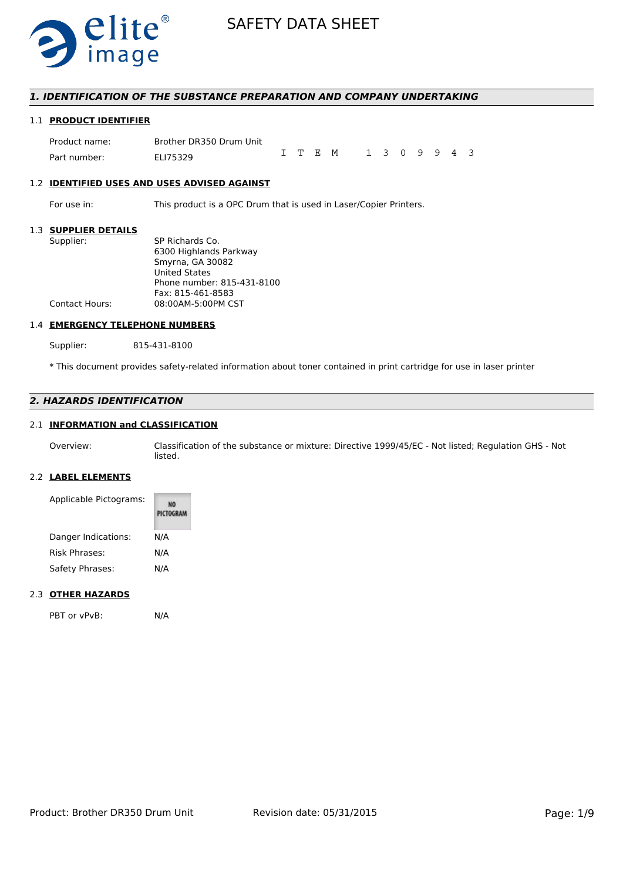# SAFETY DATA SHEET

## 1. IDENTIFICATION OF THE SUBSTANCE PREPARATION AND COMPANY UNDERTAKING

### 1.1 PRODUCT IDENTIFIER

Product name: Brother DR350 Drum Unit

Part number: ELI75329

ITEM 1309943

### 1.2 IDENTIFIED USES AND USES ADVISED AGAINST

For use in: This product is a OPC Drum that is used in Laser/Copier Printers.

### 1.3 SUPPLIER DETAILS

Supplier: SP Richards Co.
6300 Highlands Parkway
Smyrna, GA 30082
United States
Phone number: 815-431-8100
Fax: 815-461-8583

Contact Hours: 08:00AM-5:00PM CST

### 1.4 EMERGENCY TELEPHONE NUMBERS

Supplier: 815-431-8100

* This document provides safety-related information about toner contained in print cartridge for use in laser printer

## 2. HAZARDS IDENTIFICATION

### 2.1 INFORMATION and CLASSIFICATION

Overview: Classification of the substance or mixture: Directive 1999/45/EC - Not listed; Regulation GHS - Not listed.

### 2.2 LABEL ELEMENTS

Applicable Pictograms: NO PICTOGRAM

Danger Indications: N/A

Risk Phrases: N/A

Safety Phrases: N/A

### 2.3 OTHER HAZARDS

PBT or vPvB: N/A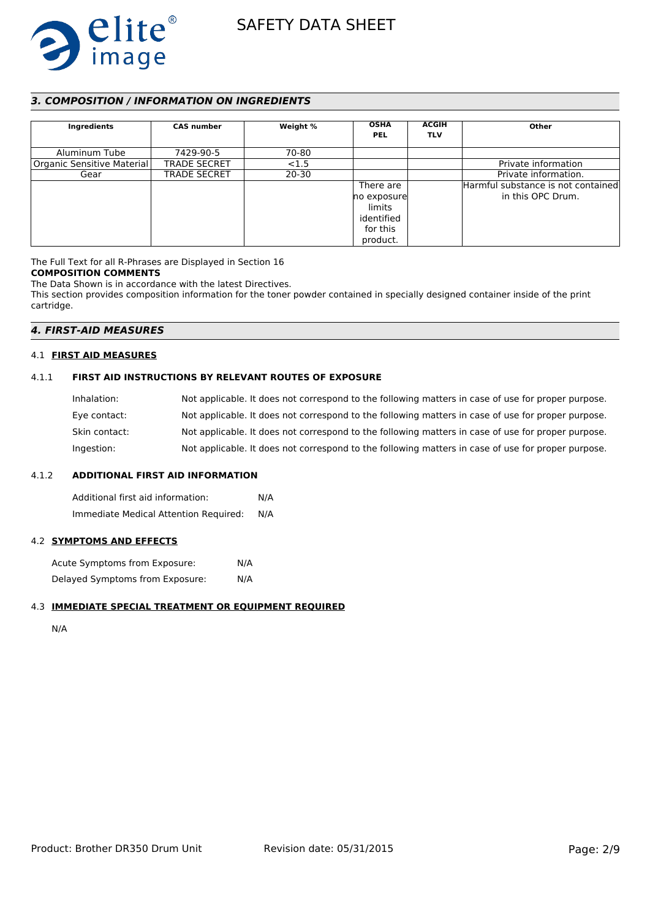## *3. COMPOSITION / INFORMATION ON INGREDIENTS*

| Ingredients | CAS number | Weight % | OSHA PEL | ACGIH TLV | Other |
|---|---|---|---|---|---|
| Aluminum Tube | 7429-90-5 | 70-80 | | | |
| Organic Sensitive Material | TRADE SECRET | <1.5 | | | Private information |
| Gear | TRADE SECRET | 20-30 | | | Private information. |
| | | | There are no exposure limits identified for this product. | | Harmful substance is not contained in this OPC Drum. |

The Full Text for all R-Phrases are Displayed in Section 16

**COMPOSITION COMMENTS**

The Data Shown is in accordance with the latest Directives.

This section provides composition information for the toner powder contained in specially designed container inside of the print cartridge.

## *4. FIRST-AID MEASURES*

### 4.1 FIRST AID MEASURES

#### 4.1.1 FIRST AID INSTRUCTIONS BY RELEVANT ROUTES OF EXPOSURE

Inhalation: Not applicable. It does not correspond to the following matters in case of use for proper purpose.

Eye contact: Not applicable. It does not correspond to the following matters in case of use for proper purpose.

Skin contact: Not applicable. It does not correspond to the following matters in case of use for proper purpose.

Ingestion: Not applicable. It does not correspond to the following matters in case of use for proper purpose.

#### 4.1.2 ADDITIONAL FIRST AID INFORMATION

Additional first aid information: N/A

Immediate Medical Attention Required: N/A

### 4.2 SYMPTOMS AND EFFECTS

Acute Symptoms from Exposure: N/A

Delayed Symptoms from Exposure: N/A

### 4.3 IMMEDIATE SPECIAL TREATMENT OR EQUIPMENT REQUIRED

N/A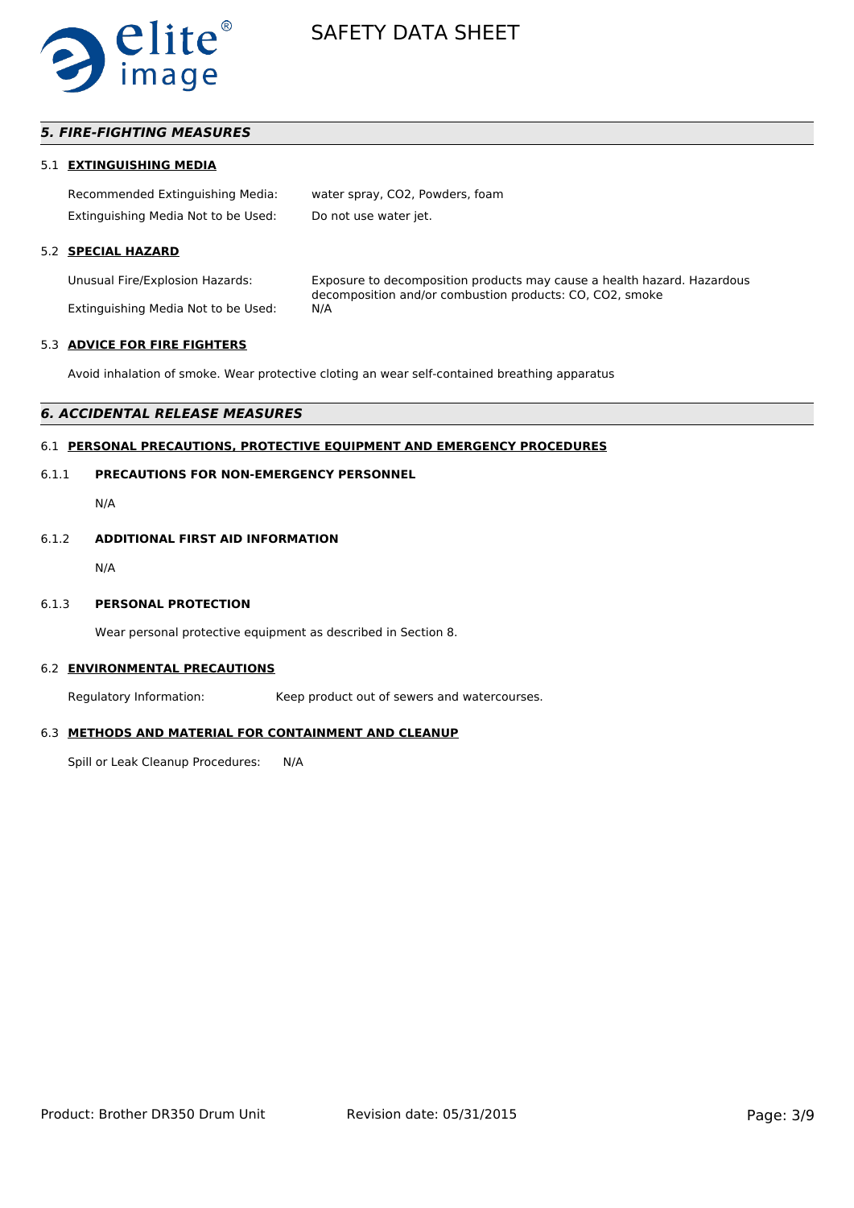## *5. FIRE-FIGHTING MEASURES*

### 5.1 EXTINGUISHING MEDIA

Recommended Extinguishing Media: water spray, $CO_2$, Powders, foam

Extinguishing Media Not to be Used: Do not use water jet.

### 5.2 SPECIAL HAZARD

Unusual Fire/Explosion Hazards: Exposure to decomposition products may cause a health hazard. Hazardous decomposition and/or combustion products: CO, $CO_2$, smoke

Extinguishing Media Not to be Used: N/A

### 5.3 ADVICE FOR FIRE FIGHTERS

Avoid inhalation of smoke. Wear protective cloting an wear self-contained breathing apparatus

## *6. ACCIDENTAL RELEASE MEASURES*

### 6.1 PERSONAL PRECAUTIONS, PROTECTIVE EQUIPMENT AND EMERGENCY PROCEDURES

#### 6.1.1 PRECAUTIONS FOR NON-EMERGENCY PERSONNEL

N/A

#### 6.1.2 ADDITIONAL FIRST AID INFORMATION

N/A

#### 6.1.3 PERSONAL PROTECTION

Wear personal protective equipment as described in Section 8.

### 6.2 ENVIRONMENTAL PRECAUTIONS

Regulatory Information: Keep product out of sewers and watercourses.

### 6.3 METHODS AND MATERIAL FOR CONTAINMENT AND CLEANUP

Spill or Leak Cleanup Procedures: N/A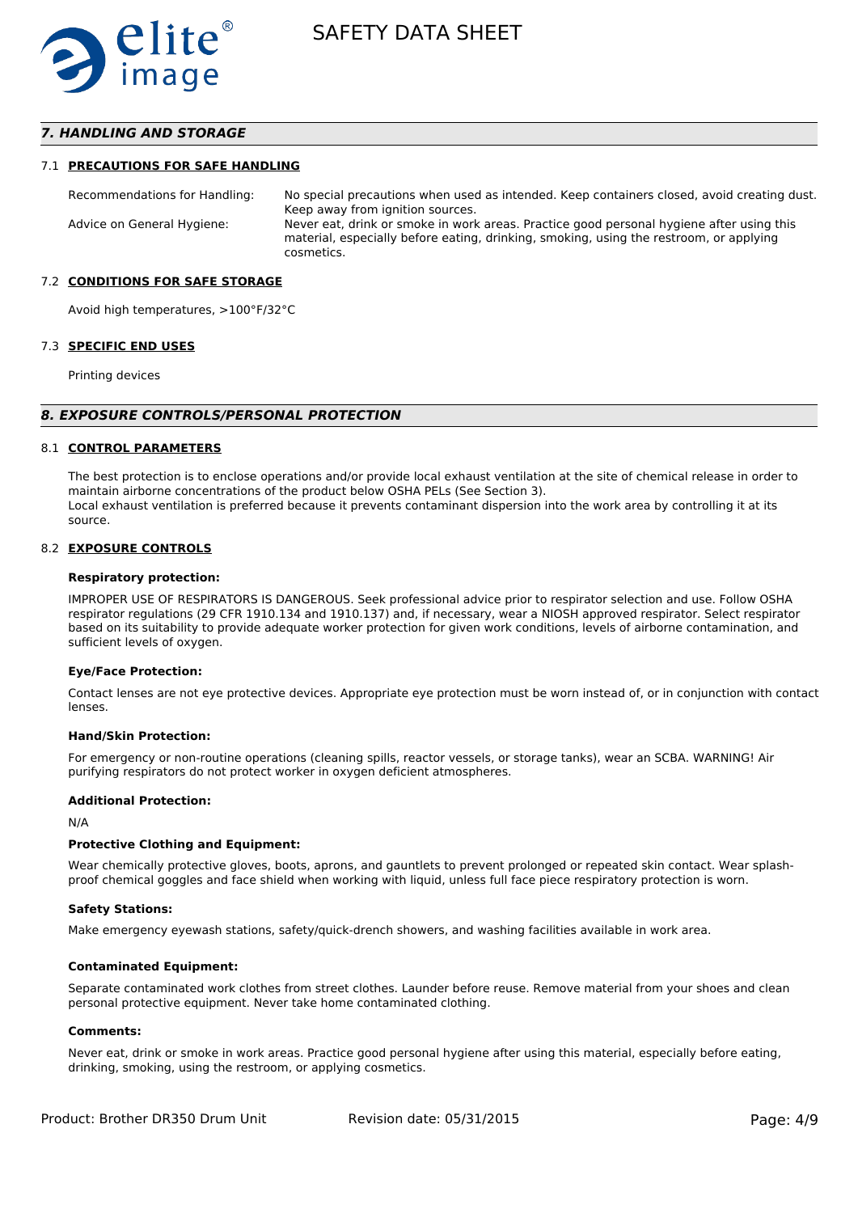## 7. HANDLING AND STORAGE

### 7.1 PRECAUTIONS FOR SAFE HANDLING

Recommendations for Handling: No special precautions when used as intended. Keep containers closed, avoid creating dust. Keep away from ignition sources.

Advice on General Hygiene: Never eat, drink or smoke in work areas. Practice good personal hygiene after using this material, especially before eating, drinking, smoking, using the restroom, or applying cosmetics.

### 7.2 CONDITIONS FOR SAFE STORAGE

Avoid high temperatures, >100°F/32°C

### 7.3 SPECIFIC END USES

Printing devices

## 8. EXPOSURE CONTROLS/PERSONAL PROTECTION

### 8.1 CONTROL PARAMETERS

The best protection is to enclose operations and/or provide local exhaust ventilation at the site of chemical release in order to maintain airborne concentrations of the product below OSHA PELs (See Section 3).
Local exhaust ventilation is preferred because it prevents contaminant dispersion into the work area by controlling it at its source.

### 8.2 EXPOSURE CONTROLS

**Respiratory protection:**

IMPROPER USE OF RESPIRATORS IS DANGEROUS. Seek professional advice prior to respirator selection and use. Follow OSHA respirator regulations (29 CFR 1910.134 and 1910.137) and, if necessary, wear a NIOSH approved respirator. Select respirator based on its suitability to provide adequate worker protection for given work conditions, levels of airborne contamination, and sufficient levels of oxygen.

**Eye/Face Protection:**

Contact lenses are not eye protective devices. Appropriate eye protection must be worn instead of, or in conjunction with contact lenses.

**Hand/Skin Protection:**

For emergency or non-routine operations (cleaning spills, reactor vessels, or storage tanks), wear an SCBA. WARNING! Air purifying respirators do not protect worker in oxygen deficient atmospheres.

**Additional Protection:**

N/A

**Protective Clothing and Equipment:**

Wear chemically protective gloves, boots, aprons, and gauntlets to prevent prolonged or repeated skin contact. Wear splash-proof chemical goggles and face shield when working with liquid, unless full face piece respiratory protection is worn.

**Safety Stations:**

Make emergency eyewash stations, safety/quick-drench showers, and washing facilities available in work area.

**Contaminated Equipment:**

Separate contaminated work clothes from street clothes. Launder before reuse. Remove material from your shoes and clean personal protective equipment. Never take home contaminated clothing.

**Comments:**

Never eat, drink or smoke in work areas. Practice good personal hygiene after using this material, especially before eating, drinking, smoking, using the restroom, or applying cosmetics.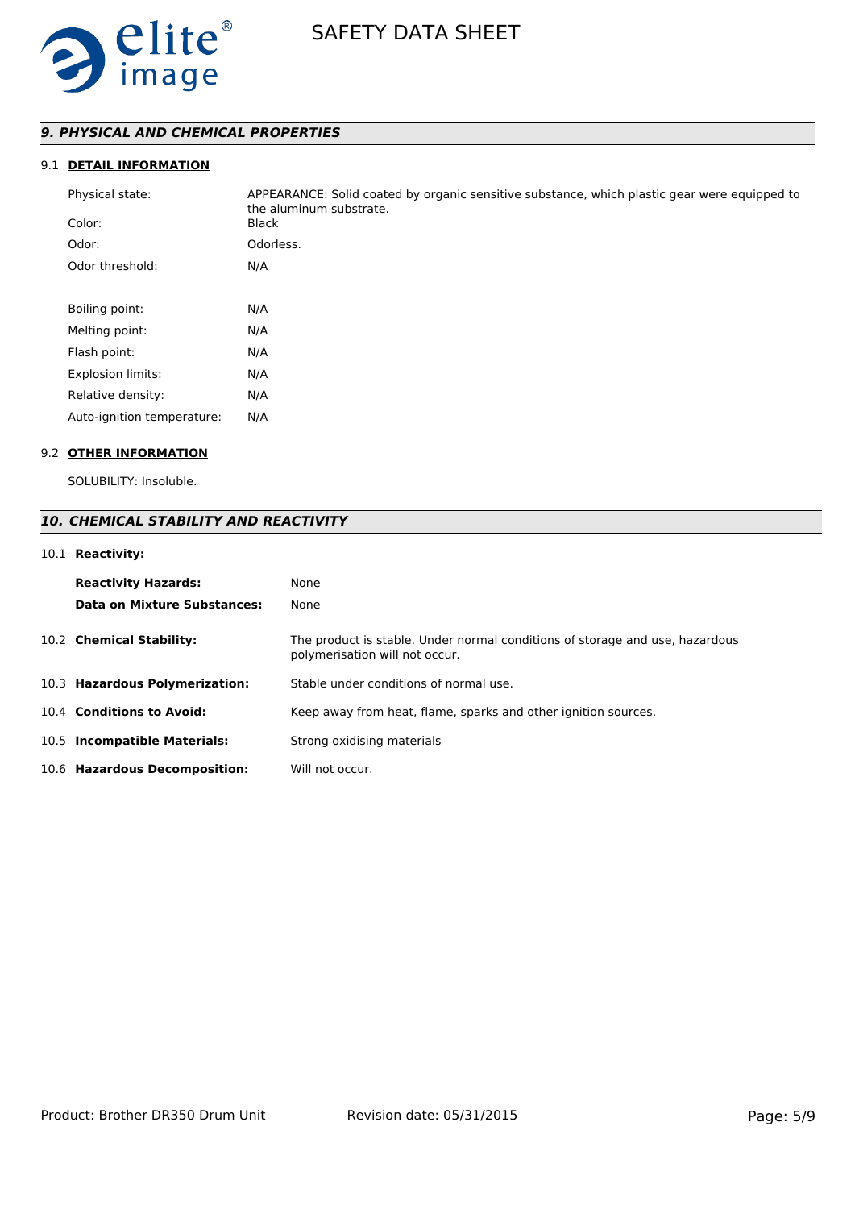## *9. PHYSICAL AND CHEMICAL PROPERTIES*

### 9.1 DETAIL INFORMATION

| | |
|---|---|
| Physical state: | APPEARANCE: Solid coated by organic sensitive substance, which plastic gear were equipped to the aluminum substrate. |
| Color: | Black |
| Odor: | Odorless. |
| Odor threshold: | N/A |
| Boiling point: | N/A |
| Melting point: | N/A |
| Flash point: | N/A |
| Explosion limits: | N/A |
| Relative density: | N/A |
| Auto-ignition temperature: | N/A |

### 9.2 OTHER INFORMATION

SOLUBILITY: Insoluble.

## *10. CHEMICAL STABILITY AND REACTIVITY*

### 10.1 **Reactivity:**

| | |
|---|---|
| **Reactivity Hazards:** | None |
| **Data on Mixture Substances:** | None |

| | |
|---|---|
| 10.2 **Chemical Stability:** | The product is stable. Under normal conditions of storage and use, hazardous polymerisation will not occur. |
| 10.3 **Hazardous Polymerization:** | Stable under conditions of normal use. |
| 10.4 **Conditions to Avoid:** | Keep away from heat, flame, sparks and other ignition sources. |
| 10.5 **Incompatible Materials:** | Strong oxidising materials |
| 10.6 **Hazardous Decomposition:** | Will not occur. |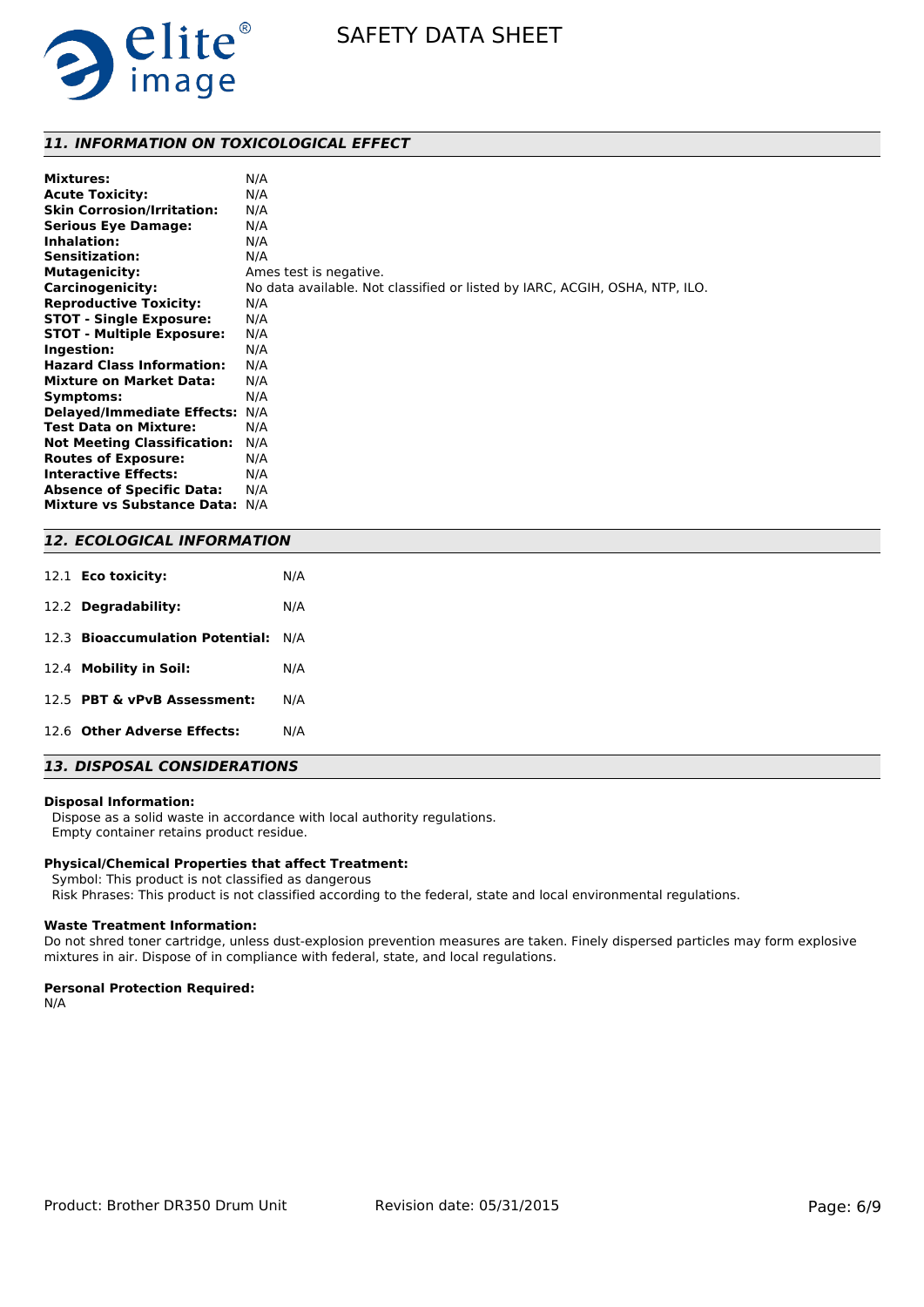## 11. INFORMATION ON TOXICOLOGICAL EFFECT

**Mixtures:** N/A
**Acute Toxicity:** N/A
**Skin Corrosion/Irritation:** N/A
**Serious Eye Damage:** N/A
**Inhalation:** N/A
**Sensitization:** N/A
**Mutagenicity:** Ames test is negative.
**Carcinogenicity:** No data available. Not classified or listed by IARC, ACGIH, OSHA, NTP, ILO.
**Reproductive Toxicity:** N/A
**STOT - Single Exposure:** N/A
**STOT - Multiple Exposure:** N/A
**Ingestion:** N/A
**Hazard Class Information:** N/A
**Mixture on Market Data:** N/A
**Symptoms:** N/A
**Delayed/Immediate Effects:** N/A
**Test Data on Mixture:** N/A
**Not Meeting Classification:** N/A
**Routes of Exposure:** N/A
**Interactive Effects:** N/A
**Absence of Specific Data:** N/A
**Mixture vs Substance Data:** N/A

## 12. ECOLOGICAL INFORMATION

12.1 **Eco toxicity:** N/A

12.2 **Degradability:** N/A

12.3 **Bioaccumulation Potential:** N/A

12.4 **Mobility in Soil:** N/A

12.5 **PBT & vPvB Assessment:** N/A

12.6 **Other Adverse Effects:** N/A

## 13. DISPOSAL CONSIDERATIONS

**Disposal Information:**
Dispose as a solid waste in accordance with local authority regulations.
Empty container retains product residue.

**Physical/Chemical Properties that affect Treatment:**
Symbol: This product is not classified as dangerous
Risk Phrases: This product is not classified according to the federal, state and local environmental regulations.

**Waste Treatment Information:**
Do not shred toner cartridge, unless dust-explosion prevention measures are taken. Finely dispersed particles may form explosive mixtures in air. Dispose of in compliance with federal, state, and local regulations.

**Personal Protection Required:**
N/A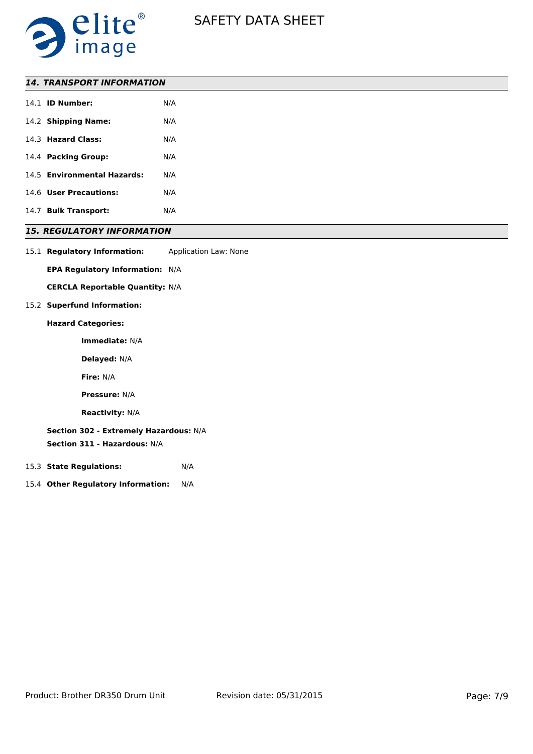## *14. TRANSPORT INFORMATION*

14.1 **ID Number:** N/A

14.2 **Shipping Name:** N/A

14.3 **Hazard Class:** N/A

14.4 **Packing Group:** N/A

14.5 **Environmental Hazards:** N/A

14.6 **User Precautions:** N/A

14.7 **Bulk Transport:** N/A

## *15. REGULATORY INFORMATION*

15.1 **Regulatory Information:** Application Law: None

**EPA Regulatory Information:** N/A

**CERCLA Reportable Quantity:** N/A

15.2 **Superfund Information:**

**Hazard Categories:**

**Immediate:** N/A

**Delayed:** N/A

**Fire:** N/A

**Pressure:** N/A

**Reactivity:** N/A

**Section 302 - Extremely Hazardous:** N/A

**Section 311 - Hazardous:** N/A

15.3 **State Regulations:** N/A

15.4 **Other Regulatory Information:** N/A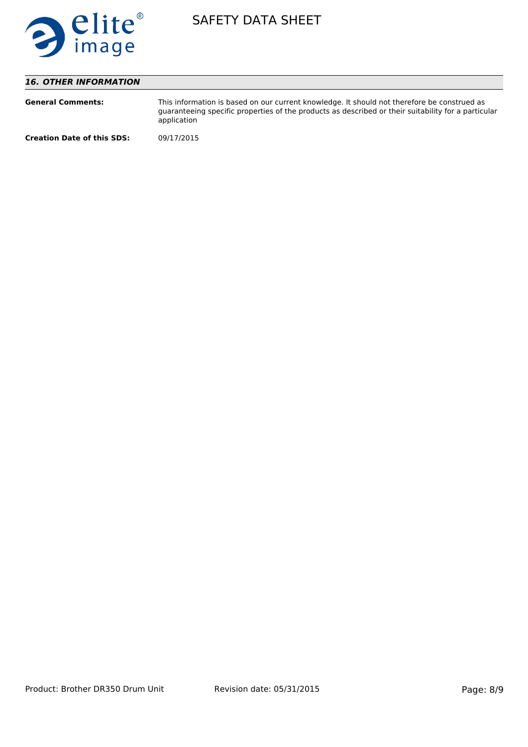## 16. OTHER INFORMATION

**General Comments:** This information is based on our current knowledge. It should not therefore be construed as guaranteeing specific properties of the products as described or their suitability for a particular application

**Creation Date of this SDS:** 09/17/2015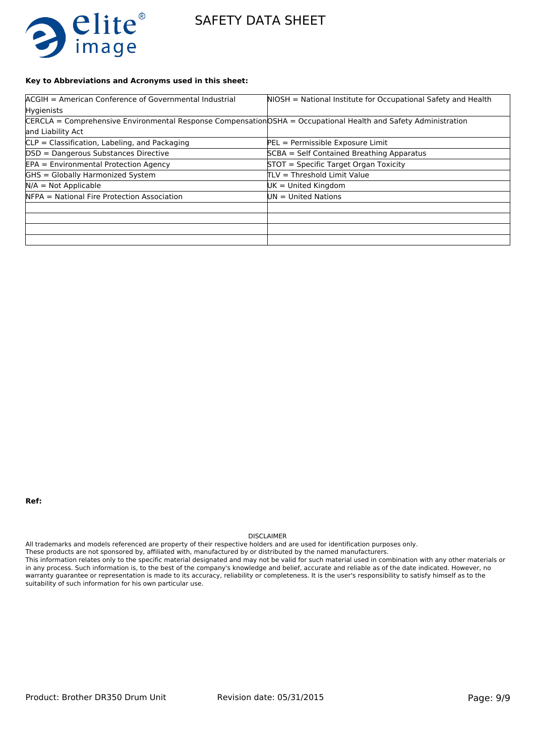**Key to Abbreviations and Acronyms used in this sheet:**

| | |
|---|---|
| ACGIH = American Conference of Governmental Industrial Hygienists | NIOSH = National Institute for Occupational Safety and Health |
| CERCLA = Comprehensive Environmental Response Compensation and Liability Act | OSHA = Occupational Health and Safety Administration |
| CLP = Classification, Labeling, and Packaging | PEL = Permissible Exposure Limit |
| DSD = Dangerous Substances Directive | SCBA = Self Contained Breathing Apparatus |
| EPA = Environmental Protection Agency | STOT = Specific Target Organ Toxicity |
| GHS = Globally Harmonized System | TLV = Threshold Limit Value |
| N/A = Not Applicable | UK = United Kingdom |
| NFPA = National Fire Protection Association | UN = United Nations |
| | |
| | |
| | |
| | |

**Ref:**

DISCLAIMER

All trademarks and models referenced are property of their respective holders and are used for identification purposes only.
These products are not sponsored by, affiliated with, manufactured by or distributed by the named manufacturers.
This information relates only to the specific material designated and may not be valid for such material used in combination with any other materials or in any process. Such information is, to the best of the company's knowledge and belief, accurate and reliable as of the date indicated. However, no warranty guarantee or representation is made to its accuracy, reliability or completeness. It is the user's responsibility to satisfy himself as to the suitability of such information for his own particular use.